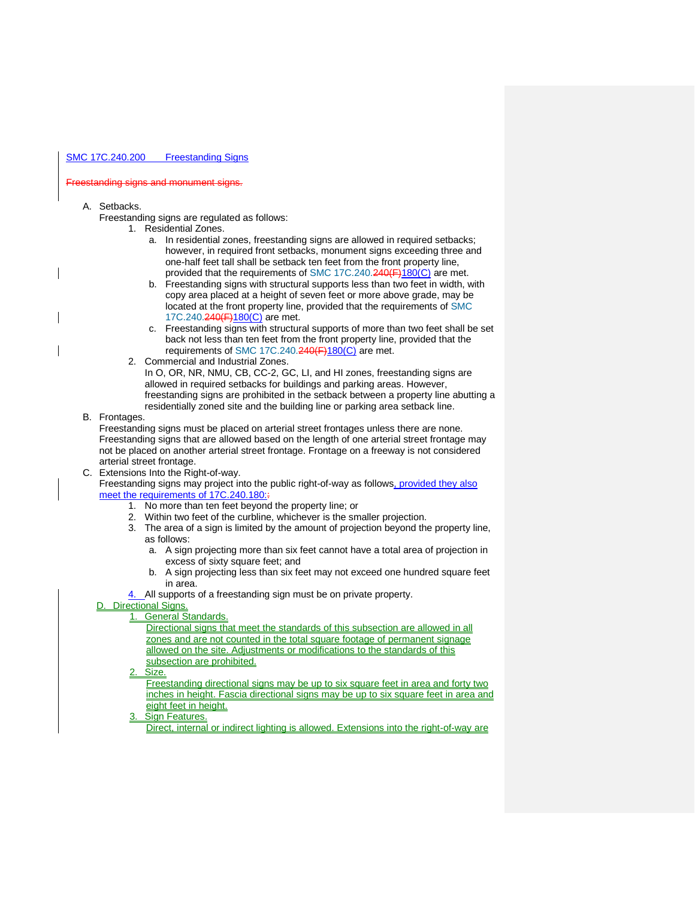SMC 17C.240.200 Freestanding Signs

~~Freestanding signs and monument signs.~~

A. Setbacks.
   Freestanding signs are regulated as follows:
   1. Residential Zones.
      a. In residential zones, freestanding signs are allowed in required setbacks; however, in required front setbacks, monument signs exceeding three and one-half feet tall shall be setback ten feet from the front property line, provided that the requirements of SMC 17C.240.~~240(F)~~180(C) are met.
      b. Freestanding signs with structural supports less than two feet in width, with copy area placed at a height of seven feet or more above grade, may be located at the front property line, provided that the requirements of SMC 17C.240.~~240(F)~~180(C) are met.
      c. Freestanding signs with structural supports of more than two feet shall be set back not less than ten feet from the front property line, provided that the requirements of SMC 17C.240.~~240(F)~~180(C) are met.
   2. Commercial and Industrial Zones.
      In O, OR, NR, NMU, CB, CC-2, GC, LI, and HI zones, freestanding signs are allowed in required setbacks for buildings and parking areas. However, freestanding signs are prohibited in the setback between a property line abutting a residentially zoned site and the building line or parking area setback line.

B. Frontages.
   Freestanding signs must be placed on arterial street frontages unless there are none. Freestanding signs that are allowed based on the length of one arterial street frontage may not be placed on another arterial street frontage. Frontage on a freeway is not considered arterial street frontage.

C. Extensions Into the Right-of-way.
   Freestanding signs may project into the public right-of-way as follows, provided they also meet the requirements of 17C.240.180:~~:~~
   1. No more than ten feet beyond the property line; or
   2. Within two feet of the curbline, whichever is the smaller projection.
   3. The area of a sign is limited by the amount of projection beyond the property line, as follows:
      a. A sign projecting more than six feet cannot have a total area of projection in excess of sixty square feet; and
      b. A sign projecting less than six feet may not exceed one hundred square feet in area.
   4. All supports of a freestanding sign must be on private property.

D. Directional Signs.
   1. General Standards.
      Directional signs that meet the standards of this subsection are allowed in all zones and are not counted in the total square footage of permanent signage allowed on the site. Adjustments or modifications to the standards of this subsection are prohibited.
   2. Size.
      Freestanding directional signs may be up to six square feet in area and forty two inches in height. Fascia directional signs may be up to six square feet in area and eight feet in height.
   3. Sign Features.
      Direct, internal or indirect lighting is allowed. Extensions into the right-of-way are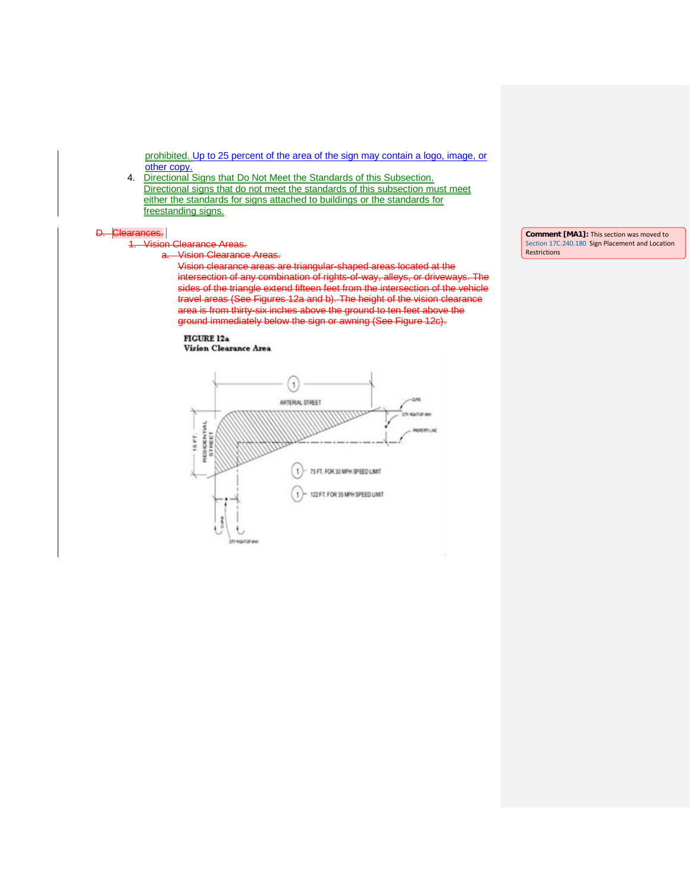prohibited. Up to 25 percent of the area of the sign may contain a logo, image, or other copy.

4. Directional Signs that Do Not Meet the Standards of this Subsection. Directional signs that do not meet the standards of this subsection must meet either the standards for signs attached to buildings or the standards for freestanding signs.

D. Clearances.

1. Vision Clearance Areas.

a. Vision Clearance Areas.

Vision clearance areas are triangular-shaped areas located at the intersection of any combination of rights-of-way, alleys, or driveways. The sides of the triangle extend fifteen feet from the intersection of the vehicle travel areas (See Figures 12a and b). The height of the vision clearance area is from thirty-six inches above the ground to ten feet above the ground immediately below the sign or awning (See Figure 12c).

**FIGURE 12a**
**Vision Clearance Area**

ARTERIAL STREET

RESIDENTIAL STREET

15 FT.

CURB

CITY RIGHT OF WAY

PROPERTY LINE

(1) 75 FT. FOR 30 MPH SPEED LIMIT

(1) 122 FT. FOR 35 MPH SPEED LIMIT

**Comment [MA1]:** This section was moved to Section 17C.240.180 Sign Placement and Location Restrictions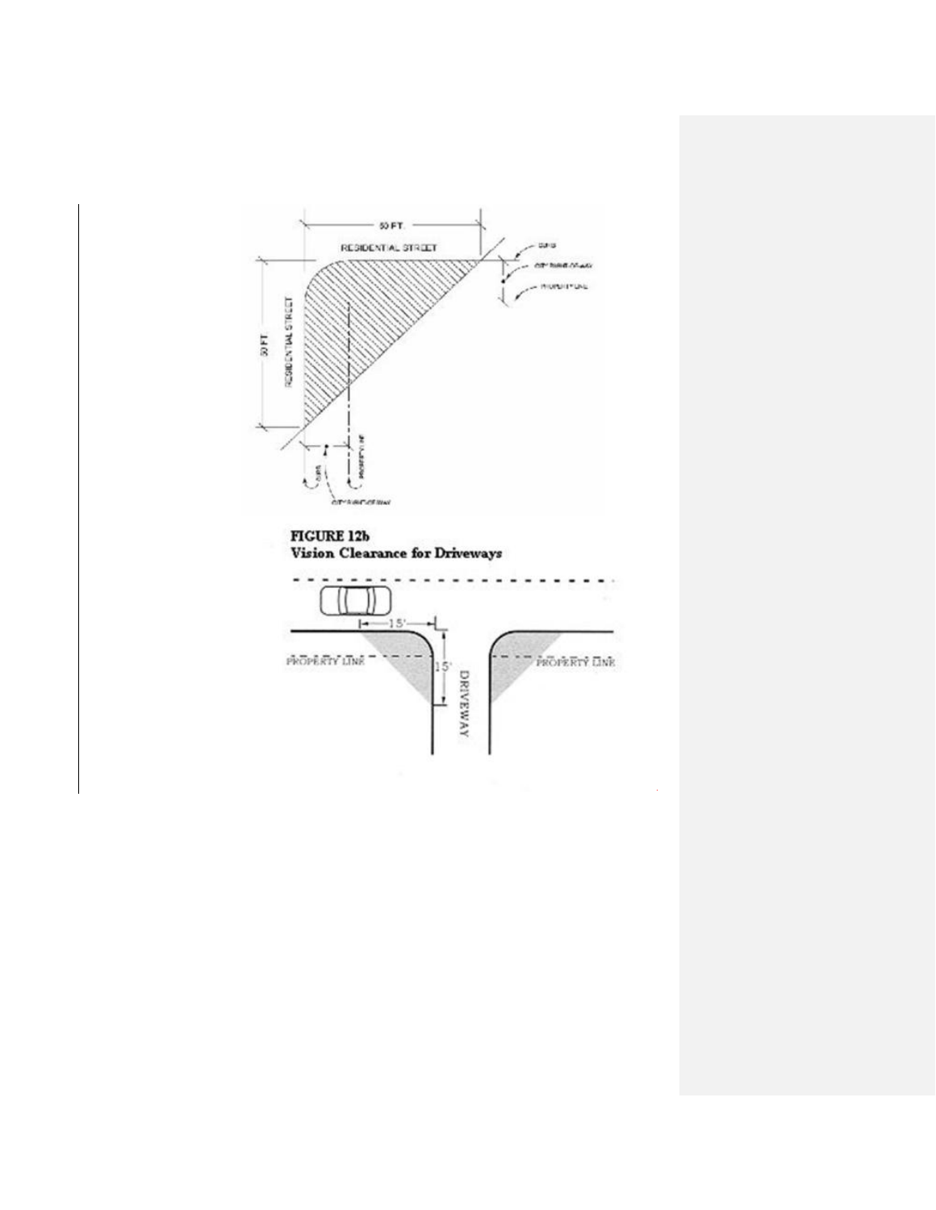**FIGURE 12b**
**Vision Clearance for Driveways**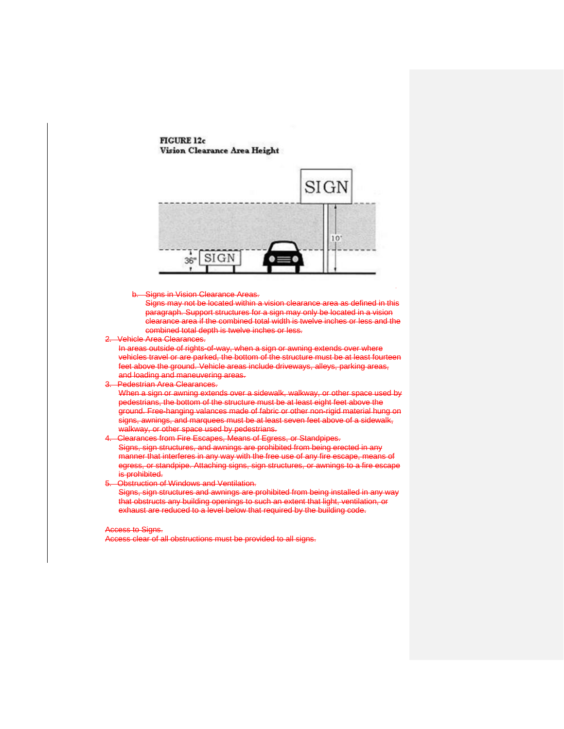**FIGURE 12c**
**Vision Clearance Area Height**

SIGN

10'

36"

SIGN

b. ~~Signs in Vision Clearance Areas.~~
   ~~Signs may not be located within a vision clearance area as defined in this paragraph. Support structures for a sign may only be located in a vision clearance area if the combined total width is twelve inches or less and the combined total depth is twelve inches or less.~~

2. ~~Vehicle Area Clearances.~~
   ~~In areas outside of rights-of-way, when a sign or awning extends over where vehicles travel or are parked, the bottom of the structure must be at least fourteen feet above the ground. Vehicle areas include driveways, alleys, parking areas, and loading and maneuvering areas.~~

3. ~~Pedestrian Area Clearances.~~
   ~~When a sign or awning extends over a sidewalk, walkway, or other space used by pedestrians, the bottom of the structure must be at least eight feet above the ground. Free-hanging valances made of fabric or other non-rigid material hung on signs, awnings, and marquees must be at least seven feet above of a sidewalk, walkway, or other space used by pedestrians.~~

4. ~~Clearances from Fire Escapes, Means of Egress, or Standpipes.~~
   ~~Signs, sign structures, and awnings are prohibited from being erected in any manner that interferes in any way with the free use of any fire escape, means of egress, or standpipe. Attaching signs, sign structures, or awnings to a fire escape is prohibited.~~

5. ~~Obstruction of Windows and Ventilation.~~
   ~~Signs, sign structures and awnings are prohibited from being installed in any way that obstructs any building openings to such an extent that light, ventilation, or exhaust are reduced to a level below that required by the building code.~~

~~Access to Signs.~~
~~Access clear of all obstructions must be provided to all signs.~~